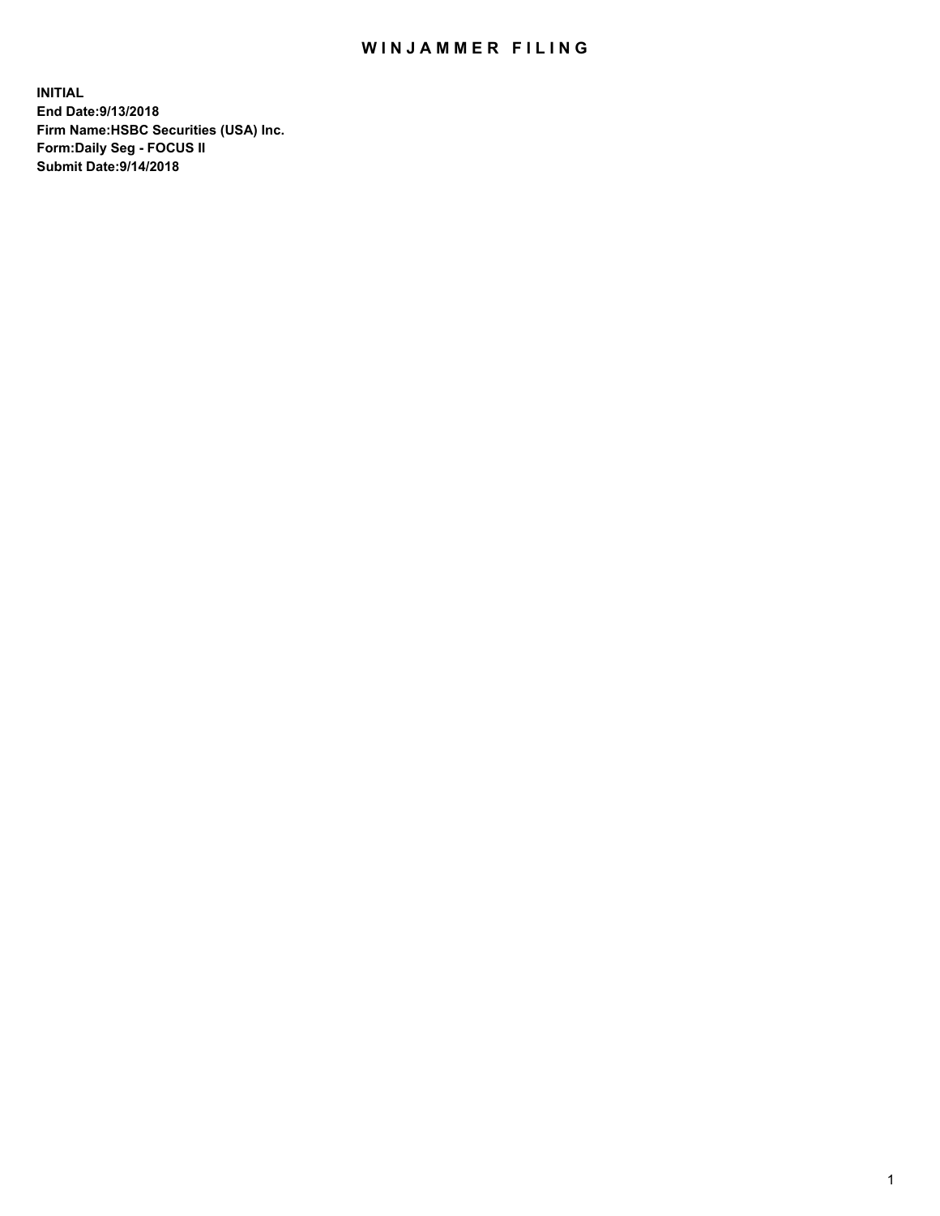# WINJAMMER FILING

**INITIAL**
**End Date:9/13/2018**
**Firm Name:HSBC Securities (USA) Inc.**
**Form:Daily Seg - FOCUS II**
**Submit Date:9/14/2018**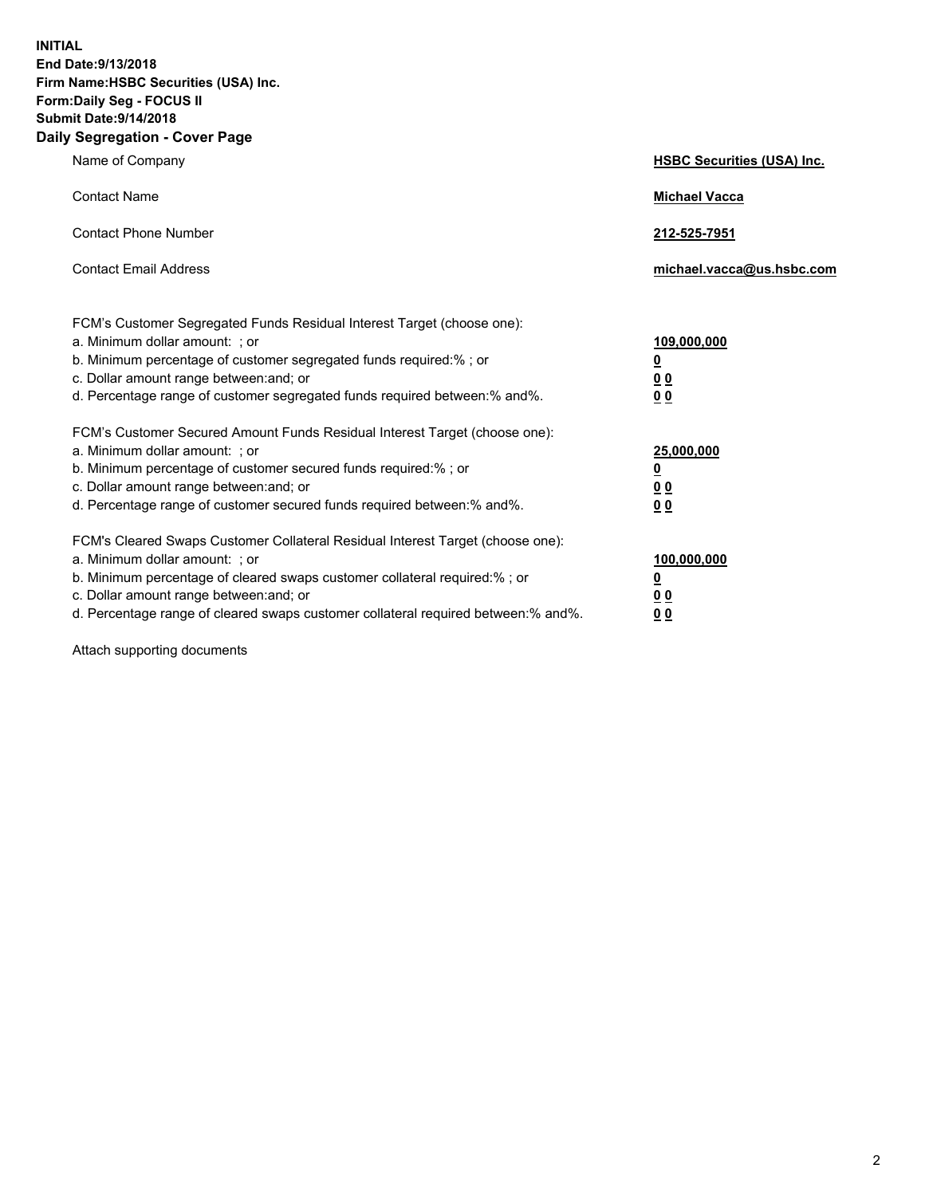**INITIAL**
**End Date:9/13/2018**
**Firm Name:HSBC Securities (USA) Inc.**
**Form:Daily Seg - FOCUS II**
**Submit Date:9/14/2018**
**Daily Segregation - Cover Page**

| | |
|---|---|
| Name of Company | **HSBC Securities (USA) Inc.** |
| Contact Name | **Michael Vacca** |
| Contact Phone Number | **212-525-7951** |
| Contact Email Address | **michael.vacca@us.hsbc.com** |

FCM's Customer Segregated Funds Residual Interest Target (choose one):

| | |
|---|---|
| a. Minimum dollar amount: ; or | **109,000,000** |
| b. Minimum percentage of customer segregated funds required:% ; or | **0** |
| c. Dollar amount range between:and; or | **0 0** |
| d. Percentage range of customer segregated funds required between:% and%. | **0 0** |

FCM's Customer Secured Amount Funds Residual Interest Target (choose one):

| | |
|---|---|
| a. Minimum dollar amount: ; or | **25,000,000** |
| b. Minimum percentage of customer secured funds required:% ; or | **0** |
| c. Dollar amount range between:and; or | **0 0** |
| d. Percentage range of customer secured funds required between:% and%. | **0 0** |

FCM's Cleared Swaps Customer Collateral Residual Interest Target (choose one):

| | |
|---|---|
| a. Minimum dollar amount: ; or | **100,000,000** |
| b. Minimum percentage of cleared swaps customer collateral required:% ; or | **0** |
| c. Dollar amount range between:and; or | **0 0** |
| d. Percentage range of cleared swaps customer collateral required between:% and%. | **0 0** |

Attach supporting documents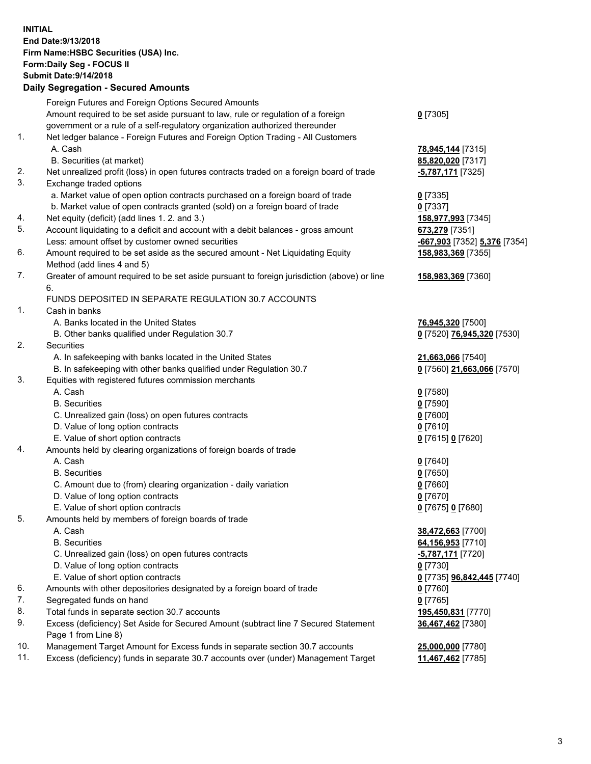**INITIAL**
**End Date:9/13/2018**
**Firm Name:HSBC Securities (USA) Inc.**
**Form:Daily Seg - FOCUS II**
**Submit Date:9/14/2018**

## Daily Segregation - Secured Amounts

| | | |
|---|---|---|
| | Foreign Futures and Foreign Options Secured Amounts | |
| | Amount required to be set aside pursuant to law, rule or regulation of a foreign government or a rule of a self-regulatory organization authorized thereunder | **0** [7305] |
| 1. | Net ledger balance - Foreign Futures and Foreign Option Trading - All Customers | |
| | A. Cash | **78,945,144** [7315] |
| | B. Securities (at market) | **85,820,020** [7317] |
| 2. | Net unrealized profit (loss) in open futures contracts traded on a foreign board of trade | **-5,787,171** [7325] |
| 3. | Exchange traded options | |
| | a. Market value of open option contracts purchased on a foreign board of trade | **0** [7335] |
| | b. Market value of open contracts granted (sold) on a foreign board of trade | **0** [7337] |
| 4. | Net equity (deficit) (add lines 1. 2. and 3.) | **158,977,993** [7345] |
| 5. | Account liquidating to a deficit and account with a debit balances - gross amount | **673,279** [7351] |
| | Less: amount offset by customer owned securities | **-667,903** [7352] **5,376** [7354] |
| 6. | Amount required to be set aside as the secured amount - Net Liquidating Equity Method (add lines 4 and 5) | **158,983,369** [7355] |
| 7. | Greater of amount required to be set aside pursuant to foreign jurisdiction (above) or line 6. | **158,983,369** [7360] |
| | FUNDS DEPOSITED IN SEPARATE REGULATION 30.7 ACCOUNTS | |
| 1. | Cash in banks | |
| | A. Banks located in the United States | **76,945,320** [7500] |
| | B. Other banks qualified under Regulation 30.7 | **0** [7520] **76,945,320** [7530] |
| 2. | Securities | |
| | A. In safekeeping with banks located in the United States | **21,663,066** [7540] |
| | B. In safekeeping with other banks qualified under Regulation 30.7 | **0** [7560] **21,663,066** [7570] |
| 3. | Equities with registered futures commission merchants | |
| | A. Cash | **0** [7580] |
| | B. Securities | **0** [7590] |
| | C. Unrealized gain (loss) on open futures contracts | **0** [7600] |
| | D. Value of long option contracts | **0** [7610] |
| | E. Value of short option contracts | **0** [7615] **0** [7620] |
| 4. | Amounts held by clearing organizations of foreign boards of trade | |
| | A. Cash | **0** [7640] |
| | B. Securities | **0** [7650] |
| | C. Amount due to (from) clearing organization - daily variation | **0** [7660] |
| | D. Value of long option contracts | **0** [7670] |
| | E. Value of short option contracts | **0** [7675] **0** [7680] |
| 5. | Amounts held by members of foreign boards of trade | |
| | A. Cash | **38,472,663** [7700] |
| | B. Securities | **64,156,953** [7710] |
| | C. Unrealized gain (loss) on open futures contracts | **-5,787,171** [7720] |
| | D. Value of long option contracts | **0** [7730] |
| | E. Value of short option contracts | **0** [7735] **96,842,445** [7740] |
| 6. | Amounts with other depositories designated by a foreign board of trade | **0** [7760] |
| 7. | Segregated funds on hand | **0** [7765] |
| 8. | Total funds in separate section 30.7 accounts | **195,450,831** [7770] |
| 9. | Excess (deficiency) Set Aside for Secured Amount (subtract line 7 Secured Statement Page 1 from Line 8) | **36,467,462** [7380] |
| 10. | Management Target Amount for Excess funds in separate section 30.7 accounts | **25,000,000** [7780] |
| 11. | Excess (deficiency) funds in separate 30.7 accounts over (under) Management Target | **11,467,462** [7785] |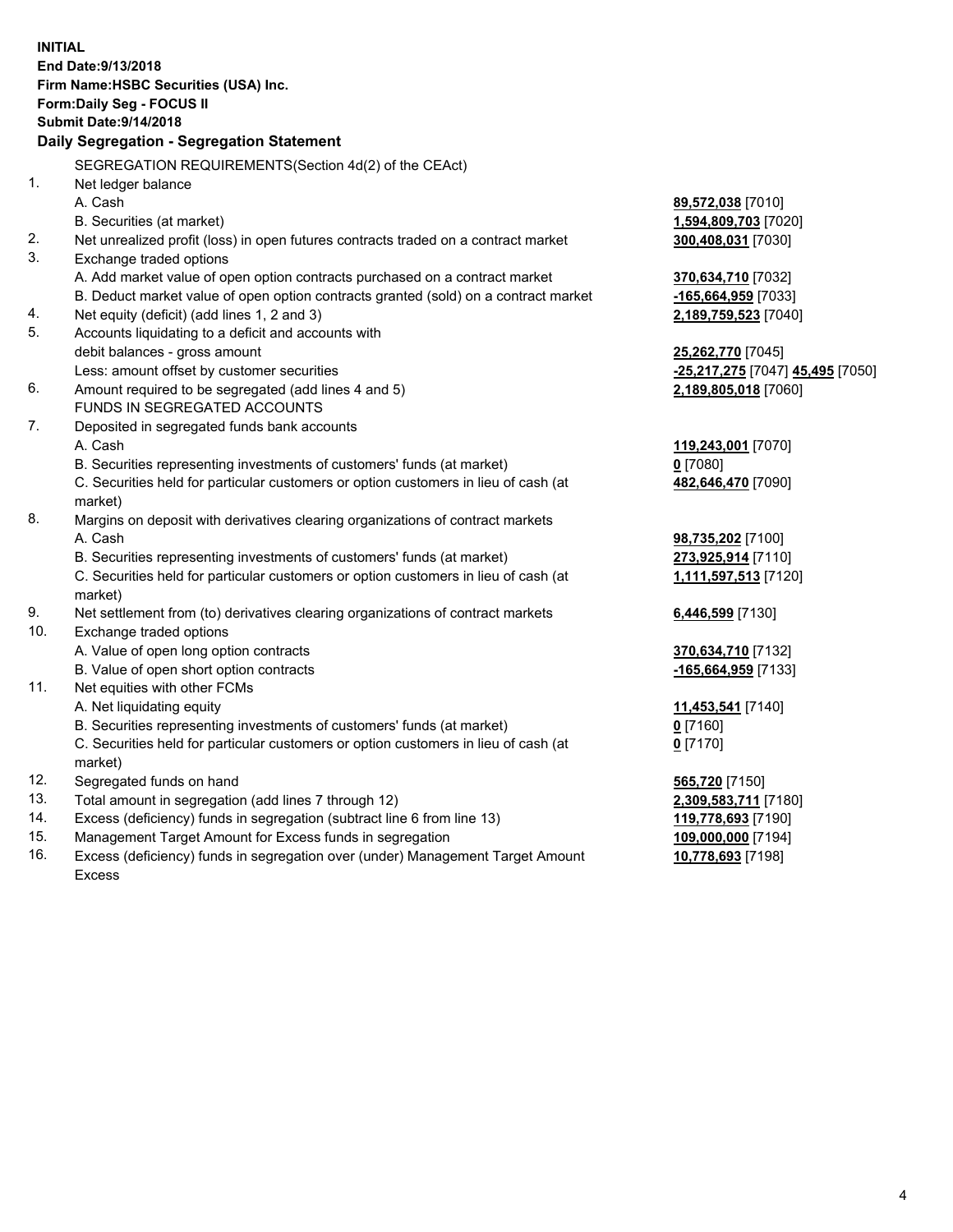**INITIAL**
**End Date:9/13/2018**
**Firm Name:HSBC Securities (USA) Inc.**
**Form:Daily Seg - FOCUS II**
**Submit Date:9/14/2018**

## Daily Segregation - Segregation Statement

SEGREGATION REQUIREMENTS(Section 4d(2) of the CEAct)

| | | |
|---|---|---|
| 1. | Net ledger balance | |
| | A. Cash | **89,572,038** [7010] |
| | B. Securities (at market) | **1,594,809,703** [7020] |
| 2. | Net unrealized profit (loss) in open futures contracts traded on a contract market | **300,408,031** [7030] |
| 3. | Exchange traded options | |
| | A. Add market value of open option contracts purchased on a contract market | **370,634,710** [7032] |
| | B. Deduct market value of open option contracts granted (sold) on a contract market | **-165,664,959** [7033] |
| 4. | Net equity (deficit) (add lines 1, 2 and 3) | **2,189,759,523** [7040] |
| 5. | Accounts liquidating to a deficit and accounts with | |
| | debit balances - gross amount | **25,262,770** [7045] |
| | Less: amount offset by customer securities | **-25,217,275** [7047] **45,495** [7050] |
| 6. | Amount required to be segregated (add lines 4 and 5) | **2,189,805,018** [7060] |
| | FUNDS IN SEGREGATED ACCOUNTS | |
| 7. | Deposited in segregated funds bank accounts | |
| | A. Cash | **119,243,001** [7070] |
| | B. Securities representing investments of customers' funds (at market) | **0** [7080] |
| | C. Securities held for particular customers or option customers in lieu of cash (at market) | **482,646,470** [7090] |
| 8. | Margins on deposit with derivatives clearing organizations of contract markets | |
| | A. Cash | **98,735,202** [7100] |
| | B. Securities representing investments of customers' funds (at market) | **273,925,914** [7110] |
| | C. Securities held for particular customers or option customers in lieu of cash (at market) | **1,111,597,513** [7120] |
| 9. | Net settlement from (to) derivatives clearing organizations of contract markets | **6,446,599** [7130] |
| 10. | Exchange traded options | |
| | A. Value of open long option contracts | **370,634,710** [7132] |
| | B. Value of open short option contracts | **-165,664,959** [7133] |
| 11. | Net equities with other FCMs | |
| | A. Net liquidating equity | **11,453,541** [7140] |
| | B. Securities representing investments of customers' funds (at market) | **0** [7160] |
| | C. Securities held for particular customers or option customers in lieu of cash (at market) | **0** [7170] |
| 12. | Segregated funds on hand | **565,720** [7150] |
| 13. | Total amount in segregation (add lines 7 through 12) | **2,309,583,711** [7180] |
| 14. | Excess (deficiency) funds in segregation (subtract line 6 from line 13) | **119,778,693** [7190] |
| 15. | Management Target Amount for Excess funds in segregation | **109,000,000** [7194] |
| 16. | Excess (deficiency) funds in segregation over (under) Management Target Amount Excess | **10,778,693** [7198] |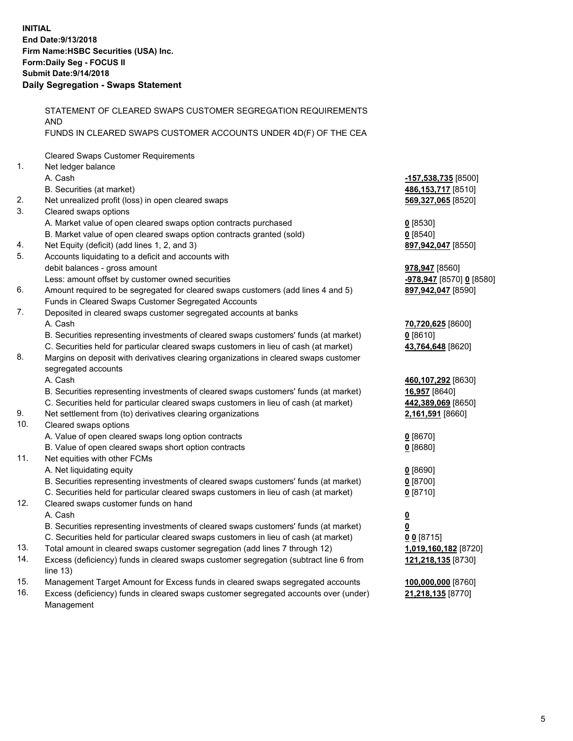**INITIAL**
**End Date:9/13/2018**
**Firm Name:HSBC Securities (USA) Inc.**
**Form:Daily Seg - FOCUS II**
**Submit Date:9/14/2018**
**Daily Segregation - Swaps Statement**

STATEMENT OF CLEARED SWAPS CUSTOMER SEGREGATION REQUIREMENTS AND FUNDS IN CLEARED SWAPS CUSTOMER ACCOUNTS UNDER 4D(F) OF THE CEA

| | | |
|---|---|---|
| | Cleared Swaps Customer Requirements | |
| 1. | Net ledger balance | |
| | A. Cash | **-157,538,735** [8500] |
| | B. Securities (at market) | **486,153,717** [8510] |
| 2. | Net unrealized profit (loss) in open cleared swaps | **569,327,065** [8520] |
| 3. | Cleared swaps options | |
| | A. Market value of open cleared swaps option contracts purchased | **0** [8530] |
| | B. Market value of open cleared swaps option contracts granted (sold) | **0** [8540] |
| 4. | Net Equity (deficit) (add lines 1, 2, and 3) | **897,942,047** [8550] |
| 5. | Accounts liquidating to a deficit and accounts with debit balances - gross amount | **978,947** [8560] |
| | Less: amount offset by customer owned securities | **-978,947** [8570] **0** [8580] |
| 6. | Amount required to be segregated for cleared swaps customers (add lines 4 and 5) | **897,942,047** [8590] |
| | Funds in Cleared Swaps Customer Segregated Accounts | |
| 7. | Deposited in cleared swaps customer segregated accounts at banks | |
| | A. Cash | **70,720,625** [8600] |
| | B. Securities representing investments of cleared swaps customers' funds (at market) | **0** [8610] |
| | C. Securities held for particular cleared swaps customers in lieu of cash (at market) | **43,764,648** [8620] |
| 8. | Margins on deposit with derivatives clearing organizations in cleared swaps customer segregated accounts | |
| | A. Cash | **460,107,292** [8630] |
| | B. Securities representing investments of cleared swaps customers' funds (at market) | **16,957** [8640] |
| | C. Securities held for particular cleared swaps customers in lieu of cash (at market) | **442,389,069** [8650] |
| 9. | Net settlement from (to) derivatives clearing organizations | **2,161,591** [8660] |
| 10. | Cleared swaps options | |
| | A. Value of open cleared swaps long option contracts | **0** [8670] |
| | B. Value of open cleared swaps short option contracts | **0** [8680] |
| 11. | Net equities with other FCMs | |
| | A. Net liquidating equity | **0** [8690] |
| | B. Securities representing investments of cleared swaps customers' funds (at market) | **0** [8700] |
| | C. Securities held for particular cleared swaps customers in lieu of cash (at market) | **0** [8710] |
| 12. | Cleared swaps customer funds on hand | |
| | A. Cash | **0** |
| | B. Securities representing investments of cleared swaps customers' funds (at market) | **0** |
| | C. Securities held for particular cleared swaps customers in lieu of cash (at market) | **0** **0** [8715] |
| 13. | Total amount in cleared swaps customer segregation (add lines 7 through 12) | **1,019,160,182** [8720] |
| 14. | Excess (deficiency) funds in cleared swaps customer segregation (subtract line 6 from line 13) | **121,218,135** [8730] |
| 15. | Management Target Amount for Excess funds in cleared swaps segregated accounts | **100,000,000** [8760] |
| 16. | Excess (deficiency) funds in cleared swaps customer segregated accounts over (under) Management | **21,218,135** [8770] |